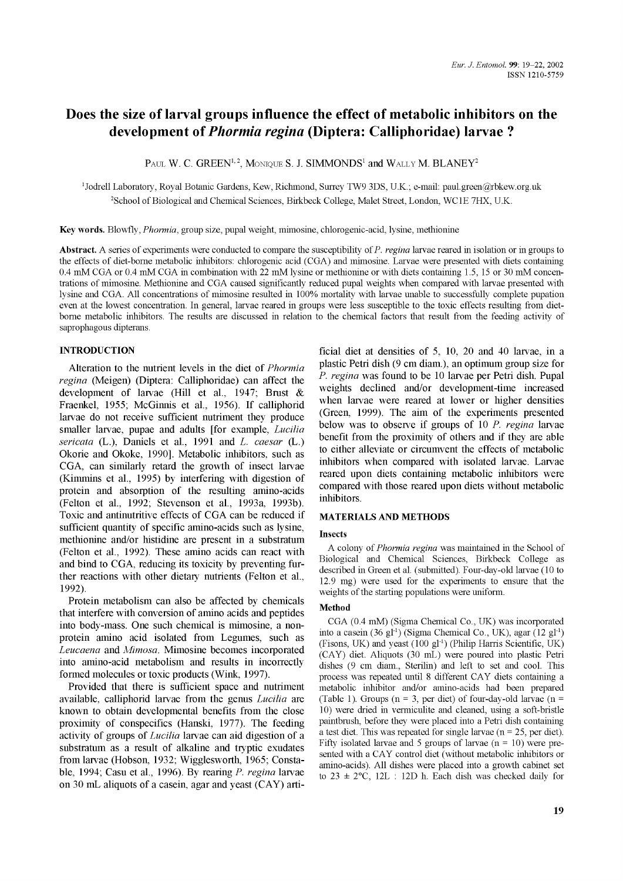# Does the size of larval groups influence the effect of metabolic inhibitors on the development of *Phormia regina* (Diptera: Calliphoridae) larvae ?

PAUL W. C. GREEN[1, 2], MONIQUE S. J. SIMMONDS[1] and WALLY M. BLANEY[2]

[1]Jodrell Laboratory, Royal Botanic Gardens, Kew, Richmond, Surrey TW9 3DS, U.K.; e-mail: paul.green@rbkew.org.uk

[2]School of Biological and Chemical Sciences, Birkbeck College, Malet Street, London, WC1E 7HX, U.K.

**Key words.** Blowfly, *Phormia*, group size, pupal weight, mimosine, chlorogenic-acid, lysine, methionine

**Abstract.** A series of experiments were conducted to compare the susceptibility of *P. regina* larvae reared in isolation or in groups to the effects of diet-borne metabolic inhibitors: chlorogenic acid (CGA) and mimosine. Larvae were presented with diets containing 0.4 mM CGA or 0.4 mM CGA in combination with 22 mM lysine or methionine or with diets containing 1.5, 15 or 30 mM concentrations of mimosine. Methionine and CGA caused significantly reduced pupal weights when compared with larvae presented with lysine and CGA. All concentrations of mimosine resulted in 100% mortality with larvae unable to successfully complete pupation even at the lowest concentration. In general, larvae reared in groups were less susceptible to the toxic effects resulting from diet-borne metabolic inhibitors. The results are discussed in relation to the chemical factors that result from the feeding activity of saprophagous dipterans.

## INTRODUCTION

Alteration to the nutrient levels in the diet of *Phormia regina* (Meigen) (Diptera: Calliphoridae) can affect the development of larvae (Hill et al., 1947; Brust & Fraenkel, 1955; McGinnis et al., 1956). If calliphorid larvae do not receive sufficient nutriment they produce smaller larvae, pupae and adults [for example, *Lucilia sericata* (L.), Daniels et al., 1991 and *L. caesar* (L.) Okorie and Okoke, 1990]. Metabolic inhibitors, such as CGA, can similarly retard the growth of insect larvae (Kimmins et al., 1995) by interfering with digestion of protein and absorption of the resulting amino-acids (Felton et al., 1992; Stevenson et al., 1993a, 1993b). Toxic and antinutritive effects of CGA can be reduced if sufficient quantity of specific amino-acids such as lysine, methionine and/or histidine are present in a substratum (Felton et al., 1992). These amino acids can react with and bind to CGA, reducing its toxicity by preventing further reactions with other dietary nutrients (Felton et al., 1992).

Protein metabolism can also be affected by chemicals that interfere with conversion of amino acids and peptides into body-mass. One such chemical is mimosine, a non-protein amino acid isolated from Legumes, such as *Leucaena* and *Mimosa*. Mimosine becomes incorporated into amino-acid metabolism and results in incorrectly formed molecules or toxic products (Wink, 1997).

Provided that there is sufficient space and nutriment available, calliphorid larvae from the genus *Lucilia* are known to obtain developmental benefits from the close proximity of conspecifics (Hanski, 1977). The feeding activity of groups of *Lucilia* larvae can aid digestion of a substratum as a result of alkaline and tryptic exudates from larvae (Hobson, 1932; Wigglesworth, 1965; Constable, 1994; Casu et al., 1996). By rearing *P. regina* larvae on 30 mL aliquots of a casein, agar and yeast (CAY) artificial diet at densities of 5, 10, 20 and 40 larvae, in a plastic Petri dish (9 cm diam.), an optimum group size for *P. regina* was found to be 10 larvae per Petri dish. Pupal weights declined and/or development-time increased when larvae were reared at lower or higher densities (Green, 1999). The aim of the experiments presented below was to observe if groups of 10 *P. regina* larvae benefit from the proximity of others and if they are able to either alleviate or circumvent the effects of metabolic inhibitors when compared with isolated larvae. Larvae reared upon diets containing metabolic inhibitors were compared with those reared upon diets without metabolic inhibitors.

## MATERIALS AND METHODS

### Insects

A colony of *Phormia regina* was maintained in the School of Biological and Chemical Sciences, Birkbeck College as described in Green et al. (submitted). Four-day-old larvae (10 to 12.9 mg) were used for the experiments to ensure that the weights of the starting populations were uniform.

### Method

CGA (0.4 mM) (Sigma Chemical Co., UK) was incorporated into a casein (36 $gl^{-1}$) (Sigma Chemical Co., UK), agar (12 $gl^{-1}$) (Fisons, UK) and yeast (100 $gl^{-1}$) (Philip Harris Scientific, UK) (CAY) diet. Aliquots (30 mL) were poured into plastic Petri dishes (9 cm diam., Sterilin) and left to set and cool. This process was repeated until 8 different CAY diets containing a metabolic inhibitor and/or amino-acids had been prepared (Table 1). Groups (n = 3, per diet) of four-day-old larvae (n = 10) were dried in vermiculite and cleaned, using a soft-bristle paintbrush, before they were placed into a Petri dish containing a test diet. This was repeated for single larvae (n = 25, per diet). Fifty isolated larvae and 5 groups of larvae (n = 10) were presented with a CAY control diet (without metabolic inhibitors or amino-acids). All dishes were placed into a growth cabinet set to 23 ± 2°C, 12L : 12D h. Each dish was checked daily for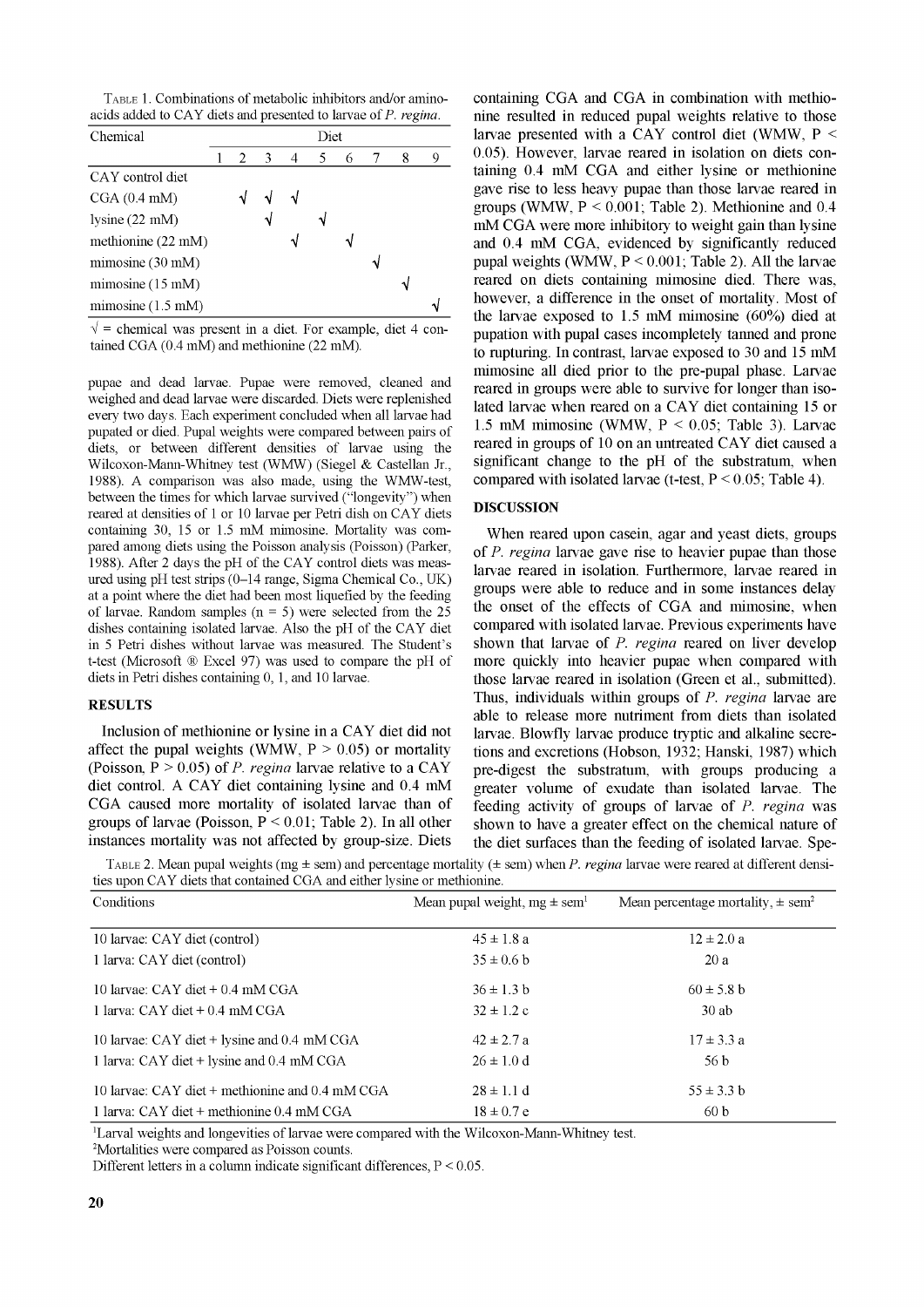TABLE 1. Combinations of metabolic inhibitors and/or amino-acids added to CAY diets and presented to larvae of *P. regina*.

| Chemical | Diet | | | | | | | | |
|---|---|---|---|---|---|---|---|---|---|
| | 1 | 2 | 3 | 4 | 5 | 6 | 7 | 8 | 9 |
| CAY control diet | | | | | | | | | |
| CGA (0.4 mM) | | √ | √ | √ | | | | | |
| lysine (22 mM) | | | √ | | √ | | | | |
| methionine (22 mM) | | | | √ | | √ | | | |
| mimosine (30 mM) | | | | | | | √ | | |
| mimosine (15 mM) | | | | | | | | √ | |
| mimosine (1.5 mM) | | | | | | | | | √ |

√ = chemical was present in a diet. For example, diet 4 contained CGA (0.4 mM) and methionine (22 mM).

pupae and dead larvae. Pupae were removed, cleaned and weighed and dead larvae were discarded. Diets were replenished every two days. Each experiment concluded when all larvae had pupated or died. Pupal weights were compared between pairs of diets, or between different densities of larvae using the Wilcoxon-Mann-Whitney test (WMW) (Siegel & Castellan Jr., 1988). A comparison was also made, using the WMW-test, between the times for which larvae survived ("longevity") when reared at densities of 1 or 10 larvae per Petri dish on CAY diets containing 30, 15 or 1.5 mM mimosine. Mortality was compared among diets using the Poisson analysis (Poisson) (Parker, 1988). After 2 days the pH of the CAY control diets was measured using pH test strips (0–14 range, Sigma Chemical Co., UK) at a point where the diet had been most liquefied by the feeding of larvae. Random samples (n = 5) were selected from the 25 dishes containing isolated larvae. Also the pH of the CAY diet in 5 Petri dishes without larvae was measured. The Student's t-test (Microsoft ® Excel 97) was used to compare the pH of diets in Petri dishes containing 0, 1, and 10 larvae.

## RESULTS

Inclusion of methionine or lysine in a CAY diet did not affect the pupal weights (WMW, $P > 0.05$) or mortality (Poisson, $P > 0.05$) of *P. regina* larvae relative to a CAY diet control. A CAY diet containing lysine and 0.4 mM CGA caused more mortality of isolated larvae than of groups of larvae (Poisson, $P < 0.01$; Table 2). In all other instances mortality was not affected by group-size. Diets containing CGA and CGA in combination with methionine resulted in reduced pupal weights relative to those larvae presented with a CAY control diet (WMW, $P < 0.05$). However, larvae reared in isolation on diets containing 0.4 mM CGA and either lysine or methionine gave rise to less heavy pupae than those larvae reared in groups (WMW, $P < 0.001$; Table 2). Methionine and 0.4 mM CGA were more inhibitory to weight gain than lysine and 0.4 mM CGA, evidenced by significantly reduced pupal weights (WMW, $P < 0.001$; Table 2). All the larvae reared on diets containing mimosine died. There was, however, a difference in the onset of mortality. Most of the larvae exposed to 1.5 mM mimosine (60%) died at pupation with pupal cases incompletely tanned and prone to rupturing. In contrast, larvae exposed to 30 and 15 mM mimosine all died prior to the pre-pupal phase. Larvae reared in groups were able to survive for longer than isolated larvae when reared on a CAY diet containing 15 or 1.5 mM mimosine (WMW, $P < 0.05$; Table 3). Larvae reared in groups of 10 on an untreated CAY diet caused a significant change to the pH of the substratum, when compared with isolated larvae (t-test, $P < 0.05$; Table 4).

## DISCUSSION

When reared upon casein, agar and yeast diets, groups of *P. regina* larvae gave rise to heavier pupae than those larvae reared in isolation. Furthermore, larvae reared in groups were able to reduce and in some instances delay the onset of the effects of CGA and mimosine, when compared with isolated larvae. Previous experiments have shown that larvae of *P. regina* reared on liver develop more quickly into heavier pupae when compared with those larvae reared in isolation (Green et al., submitted). Thus, individuals within groups of *P. regina* larvae are able to release more nutriment from diets than isolated larvae. Blowfly larvae produce tryptic and alkaline secretions and excretions (Hobson, 1932; Hanski, 1987) which pre-digest the substratum, with groups producing a greater volume of exudate than isolated larvae. The feeding activity of groups of larvae of *P. regina* was shown to have a greater effect on the chemical nature of the diet surfaces than the feeding of isolated larvae. Spe-

TABLE 2. Mean pupal weights (mg ± sem) and percentage mortality (± sem) when *P. regina* larvae were reared at different densities upon CAY diets that contained CGA and either lysine or methionine.

| Conditions | Mean pupal weight, mg ± sem[1] | Mean percentage mortality, ± sem[2] |
|---|---|---|
| 10 larvae: CAY diet (control) | 45 ± 1.8 a | 12 ± 2.0 a |
| 1 larva: CAY diet (control) | 35 ± 0.6 b | 20 a |
| 10 larvae: CAY diet + 0.4 mM CGA | 36 ± 1.3 b | 60 ± 5.8 b |
| 1 larva: CAY diet + 0.4 mM CGA | 32 ± 1.2 c | 30 ab |
| 10 larvae: CAY diet + lysine and 0.4 mM CGA | 42 ± 2.7 a | 17 ± 3.3 a |
| 1 larva: CAY diet + lysine and 0.4 mM CGA | 26 ± 1.0 d | 56 b |
| 10 larvae: CAY diet + methionine and 0.4 mM CGA | 28 ± 1.1 d | 55 ± 3.3 b |
| 1 larva: CAY diet + methionine 0.4 mM CGA | 18 ± 0.7 e | 60 b |

[1]Larval weights and longevities of larvae were compared with the Wilcoxon-Mann-Whitney test.
[2]Mortalities were compared as Poisson counts.
Different letters in a column indicate significant differences, $P < 0.05$.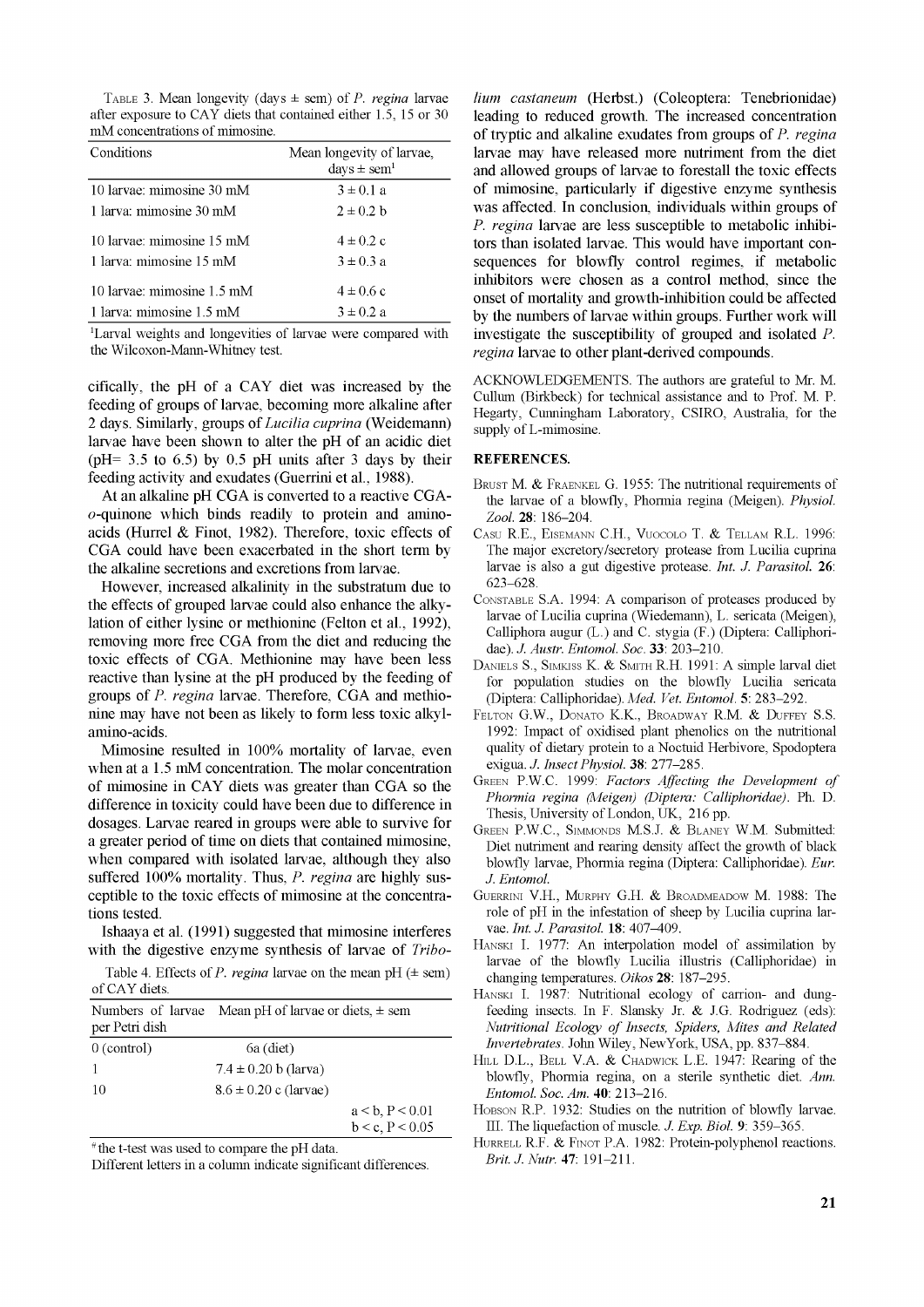TABLE 3. Mean longevity (days ± sem) of *P. regina* larvae after exposure to CAY diets that contained either 1.5, 15 or 30 mM concentrations of mimosine.

| Conditions | Mean longevity of larvae, days ± sem[1] |
|---|---|
| 10 larvae: mimosine 30 mM | 3 ± 0.1 a |
| 1 larva: mimosine 30 mM | 2 ± 0.2 b |
| 10 larvae: mimosine 15 mM | 4 ± 0.2 c |
| 1 larva: mimosine 15 mM | 3 ± 0.3 a |
| 10 larvae: mimosine 1.5 mM | 4 ± 0.6 c |
| 1 larva: mimosine 1.5 mM | 3 ± 0.2 a |

[1]Larval weights and longevities of larvae were compared with the Wilcoxon-Mann-Whitney test.

cifically, the pH of a CAY diet was increased by the feeding of groups of larvae, becoming more alkaline after 2 days. Similarly, groups of *Lucilia cuprina* (Weidemann) larvae have been shown to alter the pH of an acidic diet (pH= 3.5 to 6.5) by 0.5 pH units after 3 days by their feeding activity and exudates (Guerrini et al., 1988).

At an alkaline pH CGA is converted to a reactive CGA-*o*-quinone which binds readily to protein and amino-acids (Hurrel & Finot, 1982). Therefore, toxic effects of CGA could have been exacerbated in the short term by the alkaline secretions and excretions from larvae.

However, increased alkalinity in the substratum due to the effects of grouped larvae could also enhance the alkylation of either lysine or methionine (Felton et al., 1992), removing more free CGA from the diet and reducing the toxic effects of CGA. Methionine may have been less reactive than lysine at the pH produced by the feeding of groups of *P. regina* larvae. Therefore, CGA and methionine may have not been as likely to form less toxic alkyl-amino-acids.

Mimosine resulted in 100% mortality of larvae, even when at a 1.5 mM concentration. The molar concentration of mimosine in CAY diets was greater than CGA so the difference in toxicity could have been due to difference in dosages. Larvae reared in groups were able to survive for a greater period of time on diets that contained mimosine, when compared with isolated larvae, although they also suffered 100% mortality. Thus, *P. regina* are highly susceptible to the toxic effects of mimosine at the concentrations tested.

Ishaaya et al. (1991) suggested that mimosine interferes with the digestive enzyme synthesis of larvae of *Tribolium castaneum* (Herbst.) (Coleoptera: Tenebrionidae) leading to reduced growth. The increased concentration of tryptic and alkaline exudates from groups of *P. regina* larvae may have released more nutriment from the diet and allowed groups of larvae to forestall the toxic effects of mimosine, particularly if digestive enzyme synthesis was affected. In conclusion, individuals within groups of *P. regina* larvae are less susceptible to metabolic inhibitors than isolated larvae. This would have important consequences for blowfly control regimes, if metabolic inhibitors were chosen as a control method, since the onset of mortality and growth-inhibition could be affected by the numbers of larvae within groups. Further work will investigate the susceptibility of grouped and isolated *P. regina* larvae to other plant-derived compounds.

Table 4. Effects of *P. regina* larvae on the mean pH (± sem) of CAY diets.

| Numbers of larvae per Petri dish | Mean pH of larvae or diets, ± sem |
|---|---|
| 0 (control) | 6a (diet) |
| 1 | 7.4 ± 0.20 b (larva) |
| 10 | 8.6 ± 0.20 c (larvae) |
| | a < b, P < 0.01 |
| | b < c, P < 0.05 |

[#]the t-test was used to compare the pH data.
Different letters in a column indicate significant differences.

ACKNOWLEDGEMENTS. The authors are grateful to Mr. M. Cullum (Birkbeck) for technical assistance and to Prof. M. P. Hegarty, Cunningham Laboratory, CSIRO, Australia, for the supply of L-mimosine.

## REFERENCES.

BRUST M. & FRAENKEL G. 1955: The nutritional requirements of the larvae of a blowfly, Phormia regina (Meigen). *Physiol. Zool.* **28**: 186–204.

CASU R.E., EISEMANN C.H., VUOCOLO T. & TELLAM R.L. 1996: The major excretory/secretory protease from Lucilia cuprina larvae is also a gut digestive protease. *Int. J. Parasitol.* **26**: 623–628.

CONSTABLE S.A. 1994: A comparison of proteases produced by larvae of Lucilia cuprina (Wiedemann), L. sericata (Meigen), Calliphora augur (L.) and C. stygia (F.) (Diptera: Calliphoridae). *J. Austr. Entomol. Soc.* **33**: 203–210.

DANIELS S., SIMKISS K. & SMITH R.H. 1991: A simple larval diet for population studies on the blowfly Lucilia sericata (Diptera: Calliphoridae). *Med. Vet. Entomol.* **5**: 283–292.

FELTON G.W., DONATO K.K., BROADWAY R.M. & DUFFEY S.S. 1992: Impact of oxidised plant phenolics on the nutritional quality of dietary protein to a Noctuid Herbivore, Spodoptera exigua. *J. Insect Physiol.* **38**: 277–285.

GREEN P.W.C. 1999: *Factors Affecting the Development of Phormia regina (Meigen) (Diptera: Calliphoridae)*. Ph. D. Thesis, University of London, UK, 216 pp.

GREEN P.W.C., SIMMONDS M.S.J. & BLANEY W.M. Submitted: Diet nutriment and rearing density affect the growth of black blowfly larvae, Phormia regina (Diptera: Calliphoridae). *Eur. J. Entomol.*

GUERRINI V.H., MURPHY G.H. & BROADMEADOW M. 1988: The role of pH in the infestation of sheep by Lucilia cuprina larvae. *Int. J. Parasitol.* **18**: 407–409.

HANSKI I. 1977: An interpolation model of assimilation by larvae of the blowfly Lucilia illustris (Calliphoridae) in changing temperatures. *Oikos* **28**: 187–295.

HANSKI I. 1987: Nutritional ecology of carrion- and dung-feeding insects. In F. Slansky Jr. & J.G. Rodriguez (eds): *Nutritional Ecology of Insects, Spiders, Mites and Related Invertebrates*. John Wiley, NewYork, USA, pp. 837–884.

HILL D.L., BELL V.A. & CHADWICK L.E. 1947: Rearing of the blowfly, Phormia regina, on a sterile synthetic diet. *Ann. Entomol. Soc. Am.* **40**: 213–216.

HOBSON R.P. 1932: Studies on the nutrition of blowfly larvae. III. The liquefaction of muscle. *J. Exp. Biol.* **9**: 359–365.

HURRELL R.F. & FINOT P.A. 1982: Protein-polyphenol reactions. *Brit. J. Nutr.* **47**: 191–211.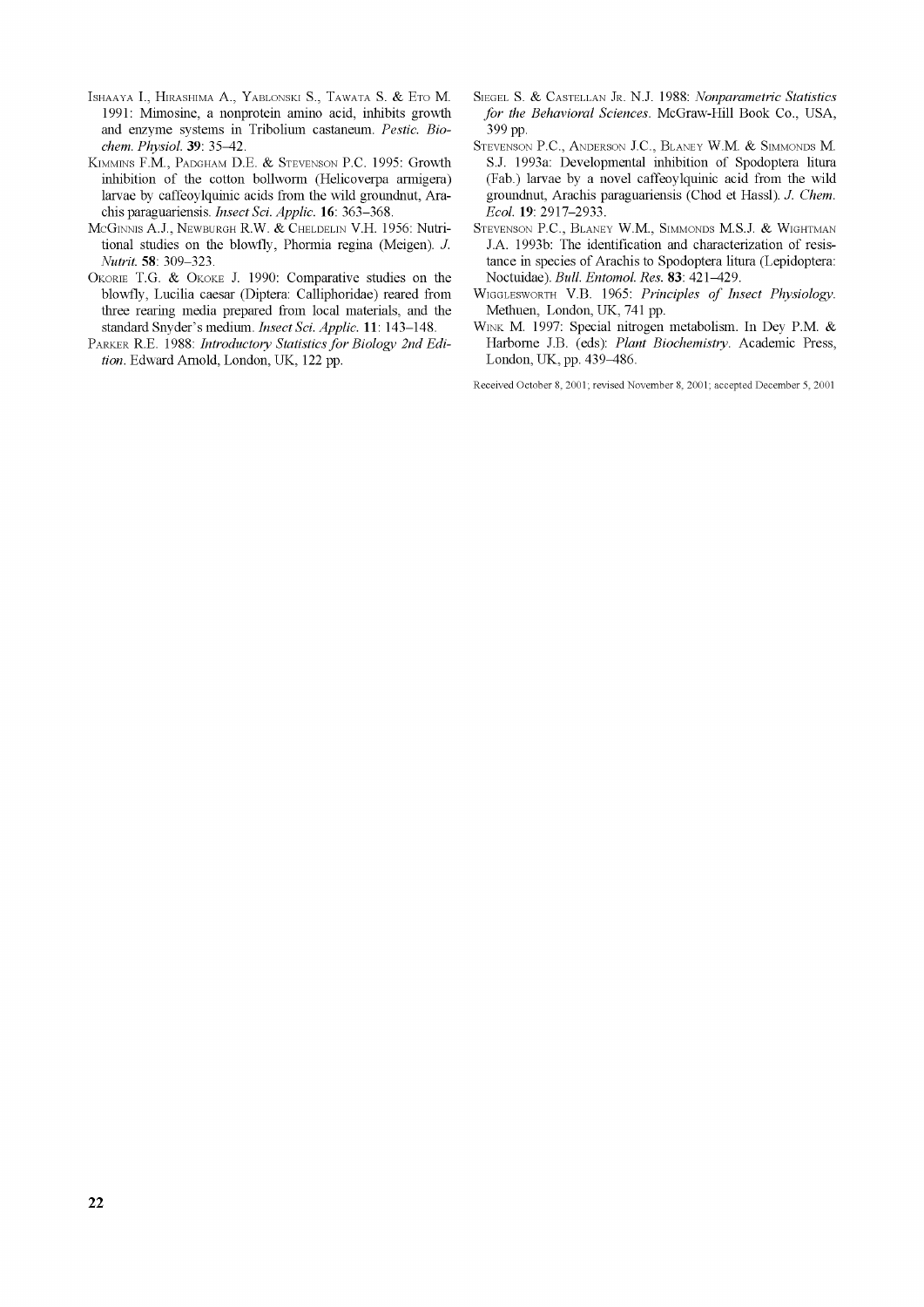Ishaaya I., Hirashima A., Yablonski S., Tawata S. & Eto M. 1991: Mimosine, a nonprotein amino acid, inhibits growth and enzyme systems in Tribolium castaneum. *Pestic. Biochem. Physiol.* **39**: 35–42.

Kimmins F.M., Padgham D.E. & Stevenson P.C. 1995: Growth inhibition of the cotton bollworm (Helicoverpa armigera) larvae by caffeoylquinic acids from the wild groundnut, Arachis paraguariensis. *Insect Sci. Applic.* **16**: 363–368.

McGinnis A.J., Newburgh R.W. & Cheldelin V.H. 1956: Nutritional studies on the blowfly, Phormia regina (Meigen). *J. Nutrit.* **58**: 309–323.

Okorie T.G. & Okoke J. 1990: Comparative studies on the blowfly, Lucilia caesar (Diptera: Calliphoridae) reared from three rearing media prepared from local materials, and the standard Snyder's medium. *Insect Sci. Applic.* **11**: 143–148.

Parker R.E. 1988: *Introductory Statistics for Biology 2nd Edition*. Edward Arnold, London, UK, 122 pp.

Siegel S. & Castellan Jr. N.J. 1988: *Nonparametric Statistics for the Behavioral Sciences*. McGraw-Hill Book Co., USA, 399 pp.

Stevenson P.C., Anderson J.C., Blaney W.M. & Simmonds M.S.J. 1993a: Developmental inhibition of Spodoptera litura (Fab.) larvae by a novel caffeoylquinic acid from the wild groundnut, Arachis paraguariensis (Chod et Hassl). *J. Chem. Ecol.* **19**: 2917–2933.

Stevenson P.C., Blaney W.M., Simmonds M.S.J. & Wightman J.A. 1993b: The identification and characterization of resistance in species of Arachis to Spodoptera litura (Lepidoptera: Noctuidae). *Bull. Entomol. Res.* **83**: 421–429.

Wigglesworth V.B. 1965: *Principles of Insect Physiology*. Methuen, London, UK, 741 pp.

Wink M. 1997: Special nitrogen metabolism. In Dey P.M. & Harborne J.B. (eds): *Plant Biochemistry*. Academic Press, London, UK, pp. 439–486.

Received October 8, 2001; revised November 8, 2001; accepted December 5, 2001